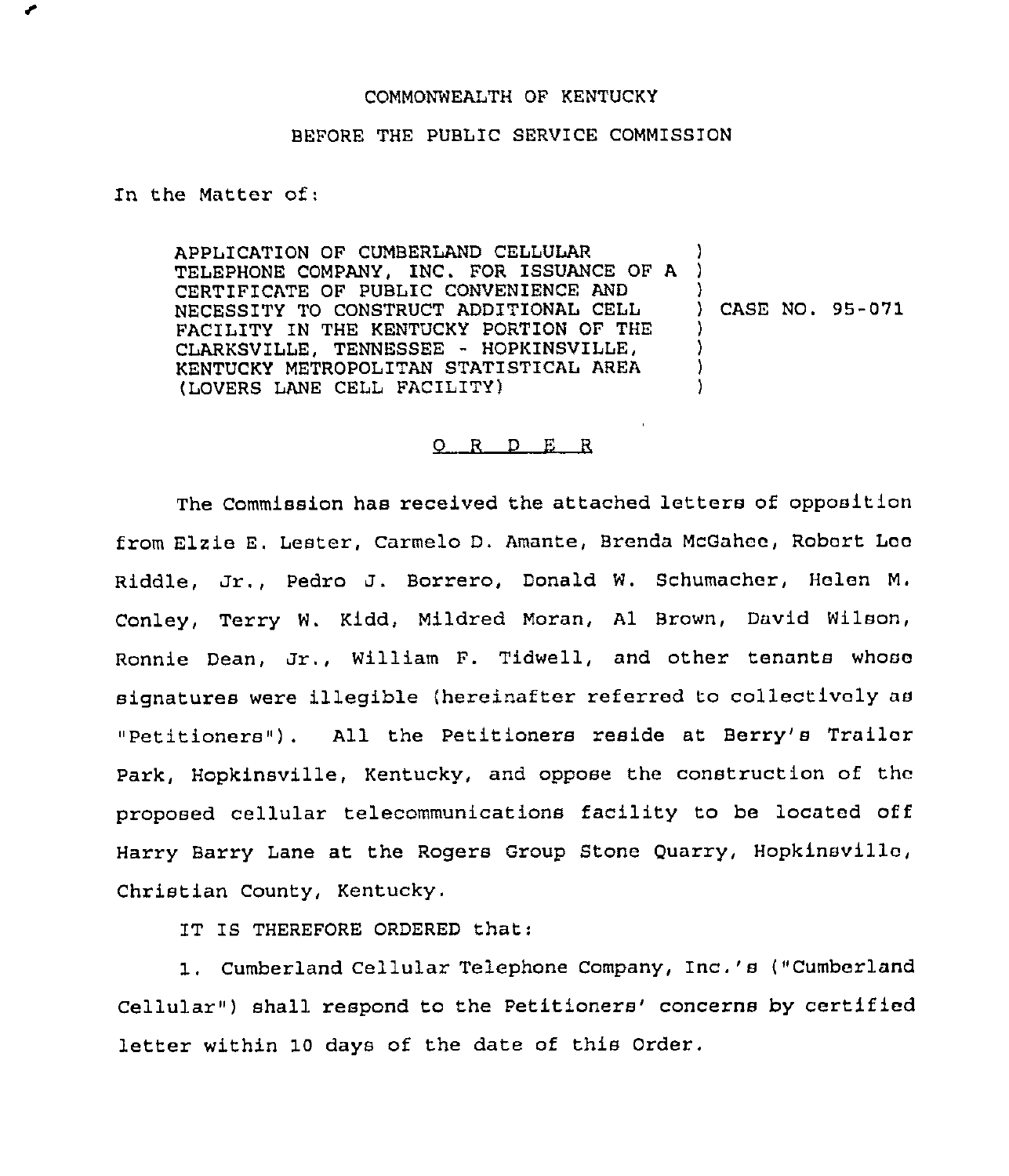COMMONWEALTH OF KENTUCKY

BEFORE THE PUBLIC SERVICE COMMISSION

In the Matter of:

APPLICATION OF CUMBERLAND CELLULAR TELEPHONE COMPANY, INC. FOR ISSUANCE OF A CERTIFICATE OF PUBLIC CONVENIENCE AND NECESSITY TO CONSTRUCT ADDITIONAL CELL FACILITY IN THE KENTUCKY PORTION OF THE CLARKSVILLE, TENNESSEE - HOPKINSVILLE, KENTUCKY METROPOLITAN STATISTICAL AREA (LOVERS LANE CELL FACILITY) ) CASE NO. 95-071

O R D E R

The Commission has received the attached letters of opposition from Elzie E. Lester, Carmelo D. Amante, Brenda McGahee, Robert Lee Riddle, Jr., Pedro J. Borrero, Donald W. Schumacher, Helen M. Conley, Terry W. Kidd, Mildred Moran, Al Brown, David Wilson, Ronnie Dean, Jr., William F. Tidwell, and other tenants whose signatures were illegible (hereinafter referred to collectively as "Petitioners"). All the Petitioners reside at Berry's Trailer Park, Hopkinsville, Kentucky, and oppose the construction of the proposed cellular telecommunications facility to be located off Harry Barry Lane at the Rogers Group Stone Quarry, Hopkinsville, Christian County, Kentucky.

IT IS THEREFORE ORDERED that:

1. Cumberland Cellular Telephone Company, Inc.'s ("Cumberland Cellular") shall respond to the Petitioners' concerns by certified letter within 10 days of the date of this Order.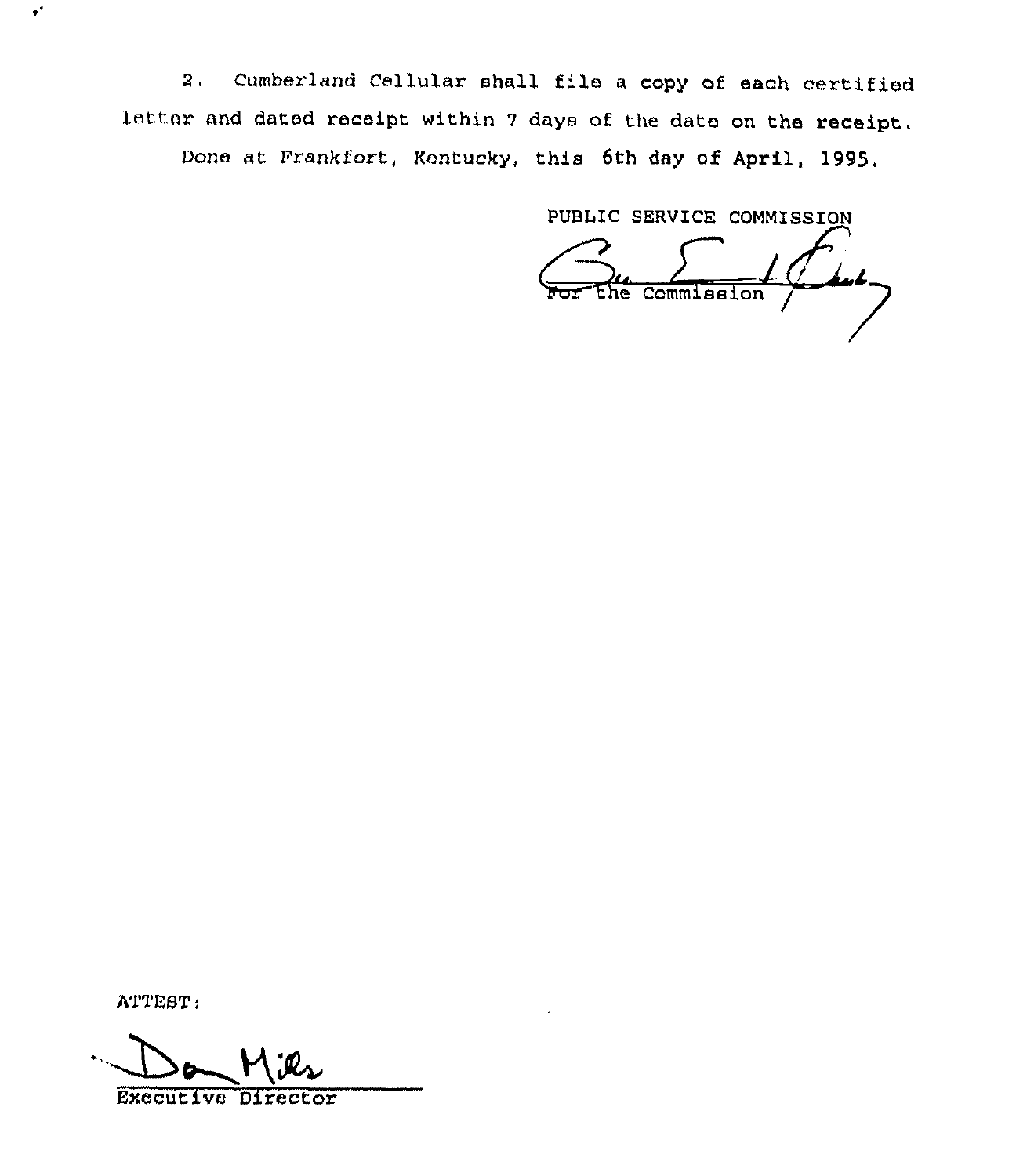2. Cumberland Cellular shall file a copy of each certified letter and dated receipt within 7 days of the date on the receipt.

Done at Frankfort, Kentucky, this 6th day of April, 1995.

PUBLIC SERVICE COMMISSION

For the Commission

ATTEST:

Executive Director